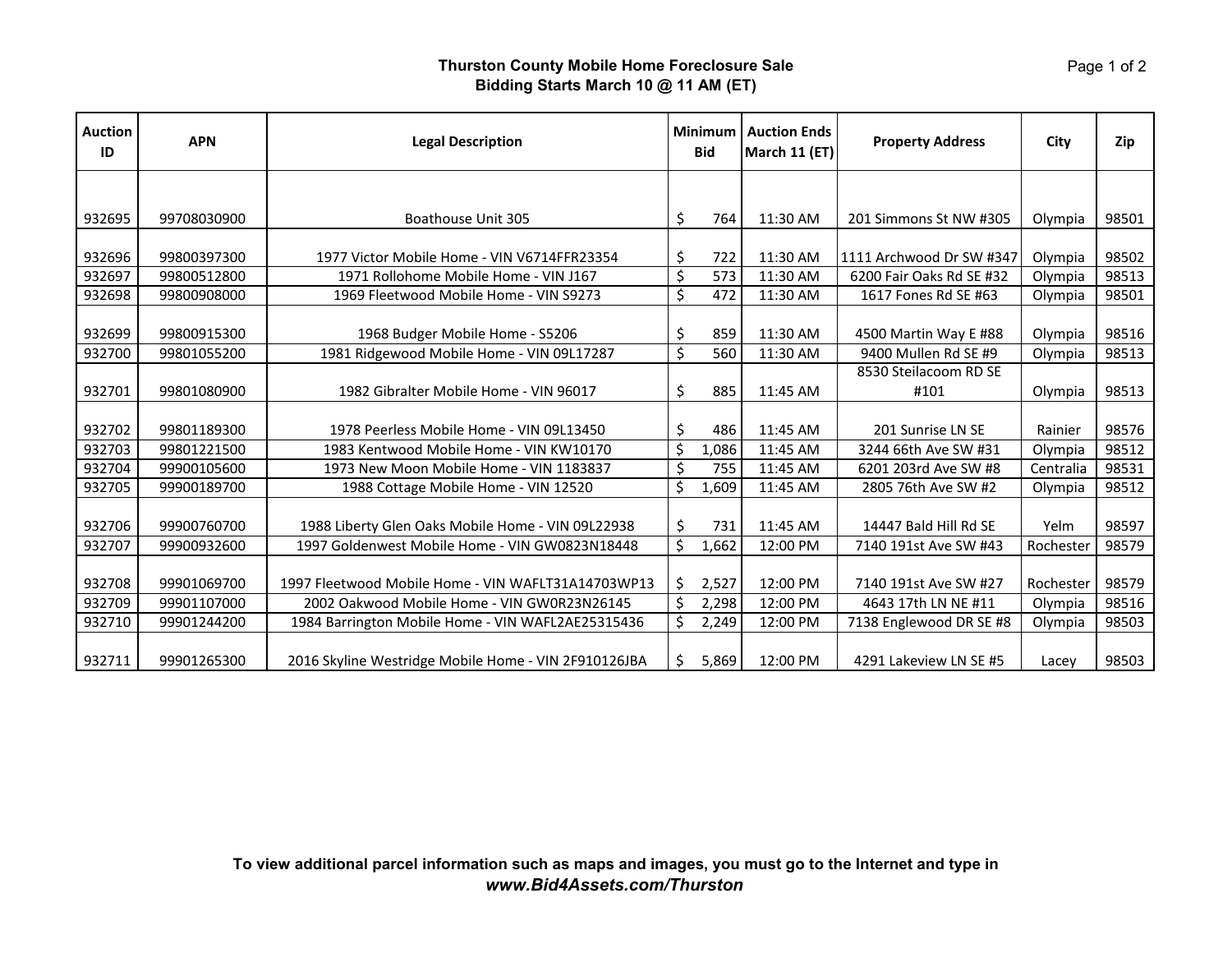**Thurston County Mobile Home Foreclosure Sale**
**Bidding Starts March 10 @ 11 AM (ET)**

| Auction ID | APN | Legal Description | Minimum Bid | Auction Ends March 11 (ET) | Property Address | City | Zip |
|---|---|---|---|---|---|---|---|
| 932695 | 99708030900 | Boathouse Unit 305 | $ 764 | 11:30 AM | 201 Simmons St NW #305 | Olympia | 98501 |
| 932696 | 99800397300 | 1977 Victor Mobile Home - VIN V6714FFR23354 | $ 722 | 11:30 AM | 1111 Archwood Dr SW #347 | Olympia | 98502 |
| 932697 | 99800512800 | 1971 Rollohome Mobile Home - VIN J167 | $ 573 | 11:30 AM | 6200 Fair Oaks Rd SE #32 | Olympia | 98513 |
| 932698 | 99800908000 | 1969 Fleetwood Mobile Home - VIN S9273 | $ 472 | 11:30 AM | 1617 Fones Rd SE #63 | Olympia | 98501 |
| 932699 | 99800915300 | 1968 Budger Mobile Home - S5206 | $ 859 | 11:30 AM | 4500 Martin Way E #88 | Olympia | 98516 |
| 932700 | 99801055200 | 1981 Ridgewood Mobile Home - VIN 09L17287 | $ 560 | 11:30 AM | 9400 Mullen Rd SE #9 | Olympia | 98513 |
| 932701 | 99801080900 | 1982 Gibralter Mobile Home - VIN 96017 | $ 885 | 11:45 AM | 8530 Steilacoom RD SE #101 | Olympia | 98513 |
| 932702 | 99801189300 | 1978 Peerless Mobile Home - VIN 09L13450 | $ 486 | 11:45 AM | 201 Sunrise LN SE | Rainier | 98576 |
| 932703 | 99801221500 | 1983 Kentwood Mobile Home - VIN KW10170 | $ 1,086 | 11:45 AM | 3244 66th Ave SW #31 | Olympia | 98512 |
| 932704 | 99900105600 | 1973 New Moon Mobile Home - VIN 1183837 | $ 755 | 11:45 AM | 6201 203rd Ave SW #8 | Centralia | 98531 |
| 932705 | 99900189700 | 1988 Cottage Mobile Home - VIN 12520 | $ 1,609 | 11:45 AM | 2805 76th Ave SW #2 | Olympia | 98512 |
| 932706 | 99900760700 | 1988 Liberty Glen Oaks Mobile Home - VIN 09L22938 | $ 731 | 11:45 AM | 14447 Bald Hill Rd SE | Yelm | 98597 |
| 932707 | 99900932600 | 1997 Goldenwest Mobile Home - VIN GW0823N18448 | $ 1,662 | 12:00 PM | 7140 191st Ave SW #43 | Rochester | 98579 |
| 932708 | 99901069700 | 1997 Fleetwood Mobile Home - VIN WAFLT31A14703WP13 | $ 2,527 | 12:00 PM | 7140 191st Ave SW #27 | Rochester | 98579 |
| 932709 | 99901107000 | 2002 Oakwood Mobile Home - VIN GW0R23N26145 | $ 2,298 | 12:00 PM | 4643 17th LN NE #11 | Olympia | 98516 |
| 932710 | 99901244200 | 1984 Barrington Mobile Home - VIN WAFL2AE25315436 | $ 2,249 | 12:00 PM | 7138 Englewood DR SE #8 | Olympia | 98503 |
| 932711 | 99901265300 | 2016 Skyline Westridge Mobile Home - VIN 2F910126JBA | $ 5,869 | 12:00 PM | 4291 Lakeview LN SE #5 | Lacey | 98503 |

**To view additional parcel information such as maps and images, you must go to the Internet and type in** ***www.Bid4Assets.com/Thurston***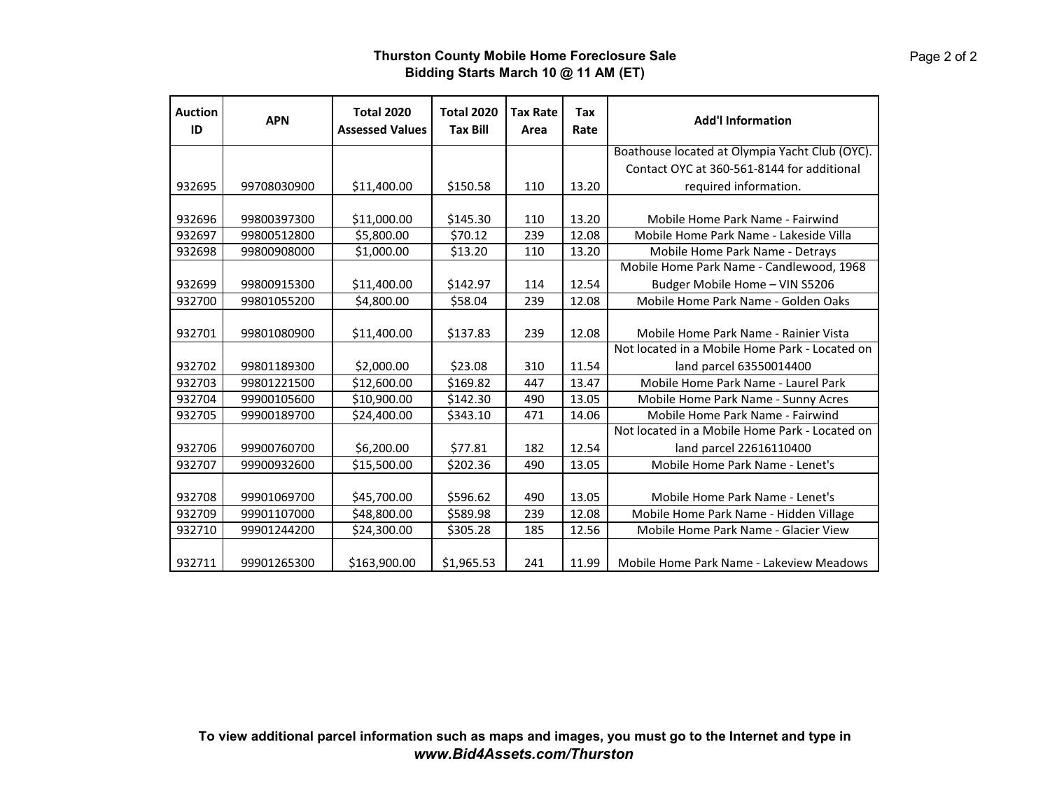**Thurston County Mobile Home Foreclosure Sale**
**Bidding Starts March 10 @ 11 AM (ET)**

| Auction ID | APN | Total 2020 Assessed Values | Total 2020 Tax Bill | Tax Rate Area | Tax Rate | Add'l Information |
|---|---|---|---|---|---|---|
| 932695 | 99708030900 | $11,400.00 | $150.58 | 110 | 13.20 | Boathouse located at Olympia Yacht Club (OYC). Contact OYC at 360-561-8144 for additional required information. |
| 932696 | 99800397300 | $11,000.00 | $145.30 | 110 | 13.20 | Mobile Home Park Name - Fairwind |
| 932697 | 99800512800 | $5,800.00 | $70.12 | 239 | 12.08 | Mobile Home Park Name - Lakeside Villa |
| 932698 | 99800908000 | $1,000.00 | $13.20 | 110 | 13.20 | Mobile Home Park Name - Detrays |
| 932699 | 99800915300 | $11,400.00 | $142.97 | 114 | 12.54 | Mobile Home Park Name - Candlewood, 1968 Budger Mobile Home – VIN S5206 |
| 932700 | 99801055200 | $4,800.00 | $58.04 | 239 | 12.08 | Mobile Home Park Name - Golden Oaks |
| 932701 | 99801080900 | $11,400.00 | $137.83 | 239 | 12.08 | Mobile Home Park Name - Rainier Vista |
| 932702 | 99801189300 | $2,000.00 | $23.08 | 310 | 11.54 | Not located in a Mobile Home Park - Located on land parcel 63550014400 |
| 932703 | 99801221500 | $12,600.00 | $169.82 | 447 | 13.47 | Mobile Home Park Name - Laurel Park |
| 932704 | 99900105600 | $10,900.00 | $142.30 | 490 | 13.05 | Mobile Home Park Name - Sunny Acres |
| 932705 | 99900189700 | $24,400.00 | $343.10 | 471 | 14.06 | Mobile Home Park Name - Fairwind |
| 932706 | 99900760700 | $6,200.00 | $77.81 | 182 | 12.54 | Not located in a Mobile Home Park - Located on land parcel 22616110400 |
| 932707 | 99900932600 | $15,500.00 | $202.36 | 490 | 13.05 | Mobile Home Park Name - Lenet's |
| 932708 | 99901069700 | $45,700.00 | $596.62 | 490 | 13.05 | Mobile Home Park Name - Lenet's |
| 932709 | 99901107000 | $48,800.00 | $589.98 | 239 | 12.08 | Mobile Home Park Name - Hidden Village |
| 932710 | 99901244200 | $24,300.00 | $305.28 | 185 | 12.56 | Mobile Home Park Name - Glacier View |
| 932711 | 99901265300 | $163,900.00 | $1,965.53 | 241 | 11.99 | Mobile Home Park Name - Lakeview Meadows |

**To view additional parcel information such as maps and images, you must go to the Internet and type in *www.Bid4Assets.com/Thurston***